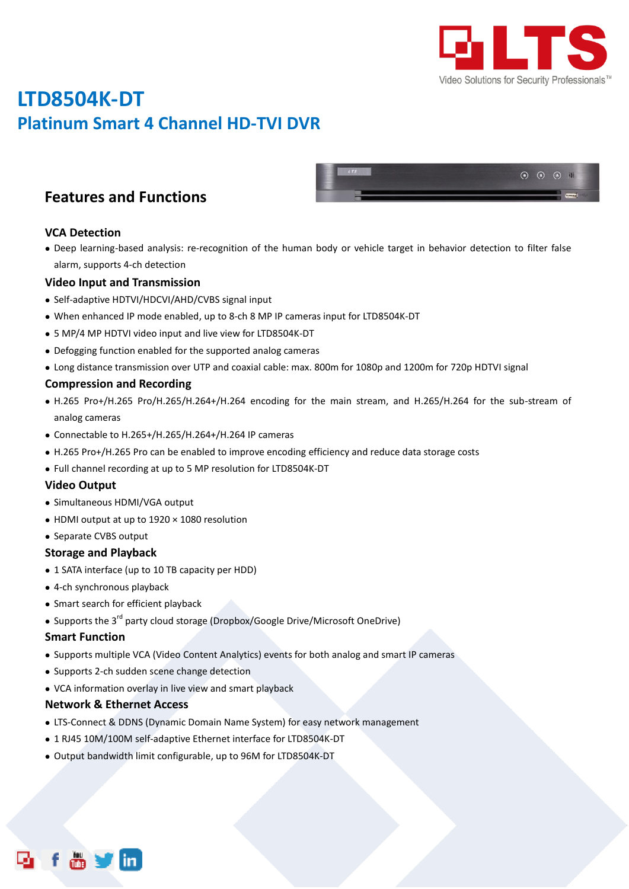# LTD8504K-DT

## Platinum Smart 4 Channel HD-TVI DVR

## Features and Functions

### VCA Detection

- Deep learning-based analysis: re-recognition of the human body or vehicle target in behavior detection to filter false alarm, supports 4-ch detection

### Video Input and Transmission

- Self-adaptive HDTVI/HDCVI/AHD/CVBS signal input
- When enhanced IP mode enabled, up to 8-ch 8 MP IP cameras input for LTD8504K-DT
- 5 MP/4 MP HDTVI video input and live view for LTD8504K-DT
- Defogging function enabled for the supported analog cameras
- Long distance transmission over UTP and coaxial cable: max. 800m for 1080p and 1200m for 720p HDTVI signal

### Compression and Recording

- H.265 Pro+/H.265 Pro/H.265/H.264+/H.264 encoding for the main stream, and H.265/H.264 for the sub-stream of analog cameras
- Connectable to H.265+/H.265/H.264+/H.264 IP cameras
- H.265 Pro+/H.265 Pro can be enabled to improve encoding efficiency and reduce data storage costs
- Full channel recording at up to 5 MP resolution for LTD8504K-DT

### Video Output

- Simultaneous HDMI/VGA output
- HDMI output at up to 1920 × 1080 resolution
- Separate CVBS output

### Storage and Playback

- 1 SATA interface (up to 10 TB capacity per HDD)
- 4-ch synchronous playback
- Smart search for efficient playback
- Supports the 3rd party cloud storage (Dropbox/Google Drive/Microsoft OneDrive)

### Smart Function

- Supports multiple VCA (Video Content Analytics) events for both analog and smart IP cameras
- Supports 2-ch sudden scene change detection
- VCA information overlay in live view and smart playback

### Network & Ethernet Access

- LTS-Connect & DDNS (Dynamic Domain Name System) for easy network management
- 1 RJ45 10M/100M self-adaptive Ethernet interface for LTD8504K-DT
- Output bandwidth limit configurable, up to 96M for LTD8504K-DT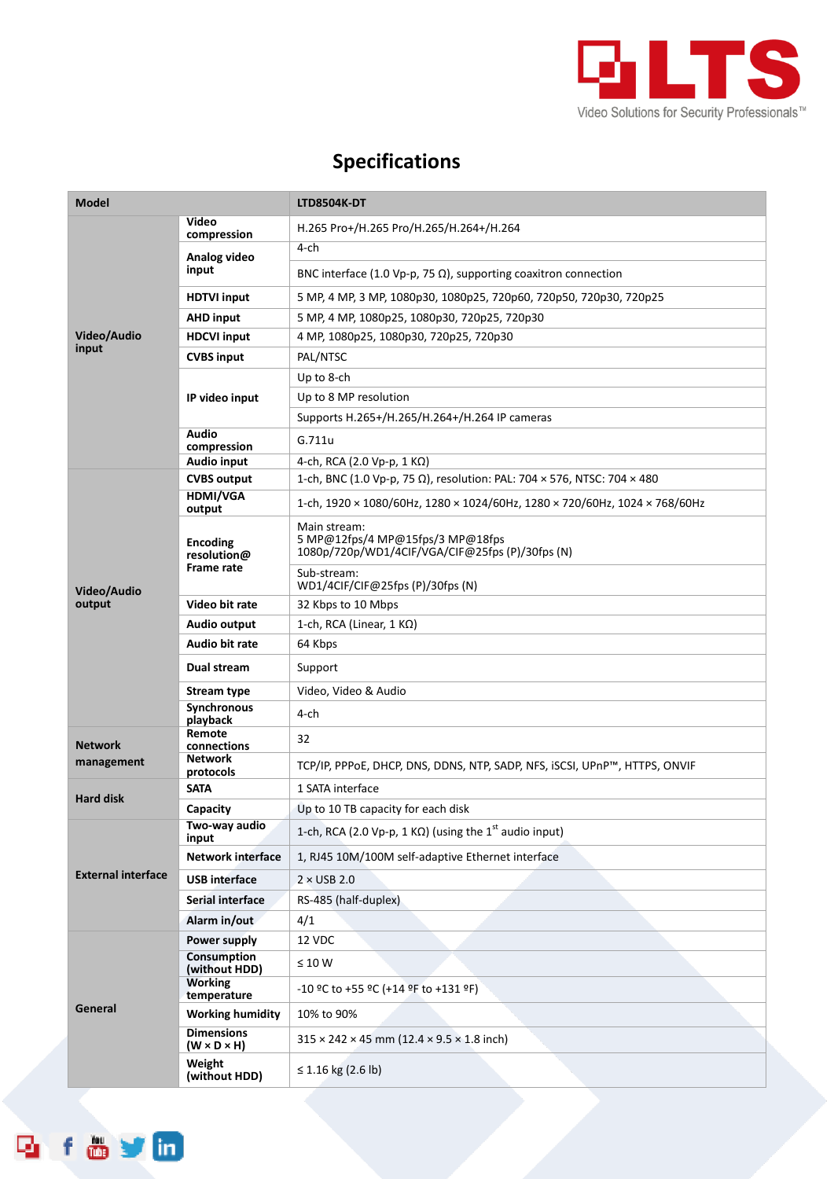# Specifications

| Model | | LTD8504K-DT |
|---|---|---|
| Video/Audio input | Video compression | H.265 Pro+/H.265 Pro/H.265/H.264+/H.264 |
| | Analog video input | 4-ch |
| | | BNC interface (1.0 Vp-p, 75 Ω), supporting coaxitron connection |
| | HDTVI input | 5 MP, 4 MP, 3 MP, 1080p30, 1080p25, 720p60, 720p50, 720p30, 720p25 |
| | AHD input | 5 MP, 4 MP, 1080p25, 1080p30, 720p25, 720p30 |
| | HDCVI input | 4 MP, 1080p25, 1080p30, 720p25, 720p30 |
| | CVBS input | PAL/NTSC |
| | IP video input | Up to 8-ch |
| | | Up to 8 MP resolution |
| | | Supports H.265+/H.265/H.264+/H.264 IP cameras |
| | Audio compression | G.711u |
| | Audio input | 4-ch, RCA (2.0 Vp-p, 1 KΩ) |
| Video/Audio output | CVBS output | 1-ch, BNC (1.0 Vp-p, 75 Ω), resolution: PAL: 704 × 576, NTSC: 704 × 480 |
| | HDMI/VGA output | 1-ch, 1920 × 1080/60Hz, 1280 × 1024/60Hz, 1280 × 720/60Hz, 1024 × 768/60Hz |
| | Encoding resolution@ Frame rate | Main stream:<br>5 MP@12fps/4 MP@15fps/3 MP@18fps<br>1080p/720p/WD1/4CIF/VGA/CIF@25fps (P)/30fps (N) |
| | | Sub-stream:<br>WD1/4CIF/CIF@25fps (P)/30fps (N) |
| | Video bit rate | 32 Kbps to 10 Mbps |
| | Audio output | 1-ch, RCA (Linear, 1 KΩ) |
| | Audio bit rate | 64 Kbps |
| | Dual stream | Support |
| | Stream type | Video, Video & Audio |
| | Synchronous playback | 4-ch |
| Network management | Remote connections | 32 |
| | Network protocols | TCP/IP, PPPoE, DHCP, DNS, DDNS, NTP, SADP, NFS, iSCSI, UPnP™, HTTPS, ONVIF |
| Hard disk | SATA | 1 SATA interface |
| | Capacity | Up to 10 TB capacity for each disk |
| External interface | Two-way audio input | 1-ch, RCA (2.0 Vp-p, 1 KΩ) (using the 1st audio input) |
| | Network interface | 1, RJ45 10M/100M self-adaptive Ethernet interface |
| | USB interface | 2 × USB 2.0 |
| | Serial interface | RS-485 (half-duplex) |
| | Alarm in/out | 4/1 |
| General | Power supply | 12 VDC |
| | Consumption (without HDD) | ≤ 10 W |
| | Working temperature | -10 ºC to +55 ºC (+14 ºF to +131 ºF) |
| | Working humidity | 10% to 90% |
| | Dimensions (W × D × H) | 315 × 242 × 45 mm (12.4 × 9.5 × 1.8 inch) |
| | Weight (without HDD) | ≤ 1.16 kg (2.6 lb) |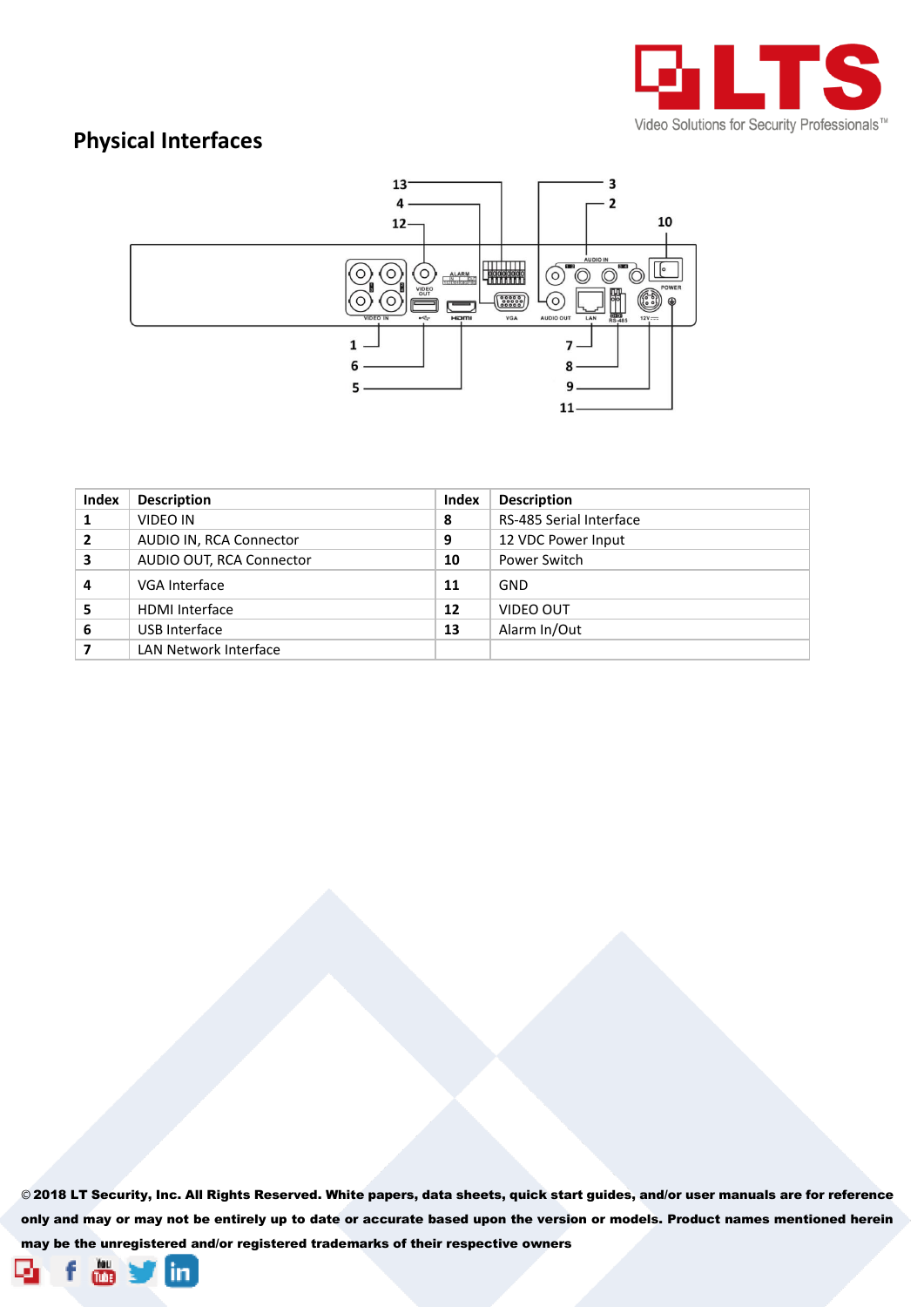## Physical Interfaces

| Index | Description | Index | Description |
|---|---|---|---|
| 1 | VIDEO IN | 8 | RS-485 Serial Interface |
| 2 | AUDIO IN, RCA Connector | 9 | 12 VDC Power Input |
| 3 | AUDIO OUT, RCA Connector | 10 | Power Switch |
| 4 | VGA Interface | 11 | GND |
| 5 | HDMI Interface | 12 | VIDEO OUT |
| 6 | USB Interface | 13 | Alarm In/Out |
| 7 | LAN Network Interface | | |

© **2018 LT Security, Inc. All Rights Reserved. White papers, data sheets, quick start guides, and/or user manuals are for reference only and may or may not be entirely up to date or accurate based upon the version or models. Product names mentioned herein may be the unregistered and/or registered trademarks of their respective owners**